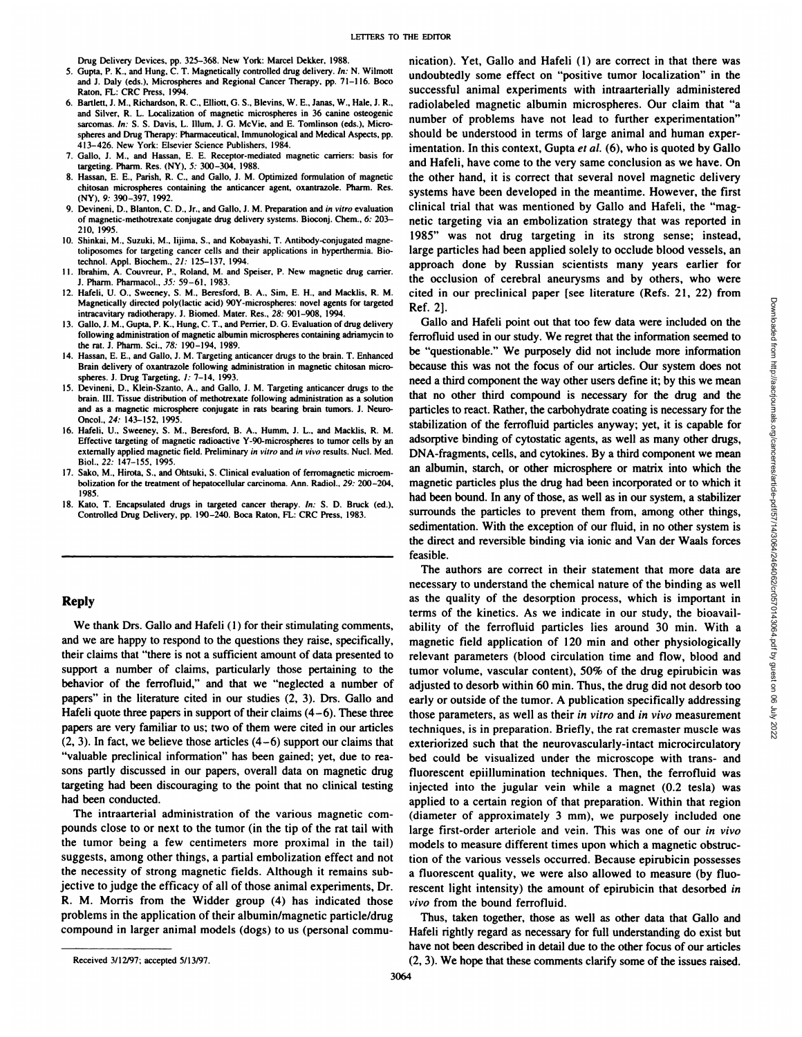Drug Delivery Devices, pp. 325–368. New York: Marcel Dekker, 1988.

5. Gupta, P. K., and Hung, C. T. Magnetically controlled drug delivery. *In:* N. Wilmott and J. Daly (eds.), Microspheres and Regional Cancer Therapy, pp. 71–116. Boco Raton, FL: CRC Press, 1994.
6. Bartlett, J. M., Richardson, R. C., Elliott, G. S., Blevins, W. E., Janas, W., Hale, J. R., and Silver, R. L. Localization of magnetic microspheres in 36 canine osteogenic sarcomas. *In:* S. S. Davis, L. Illum, J. G. McVie, and E. Tomlinson (eds.), Microspheres and Drug Therapy: Pharmaceutical, Immunological and Medical Aspects, pp. 413–426. New York: Elsevier Science Publishers, 1984.
7. Gallo, J. M., and Hassan, E. E. Receptor-mediated magnetic carriers: basis for targeting. Pharm. Res. (NY), *5:* 300–304, 1988.
8. Hassan, E. E., Parish, R. C., and Gallo, J. M. Optimized formulation of magnetic chitosan microspheres containing the anticancer agent, oxantrazole. Pharm. Res. (NY), *9:* 390–397, 1992.
9. Devineni, D., Blanton, C. D., Jr., and Gallo, J. M. Preparation and *in vitro* evaluation of magnetic-methotrexate conjugate drug delivery systems. Bioconj. Chem., *6:* 203–210, 1995.
10. Shinkai, M., Suzuki, M., Iijima, S., and Kobayashi, T. Antibody-conjugated magnetoliposomes for targeting cancer cells and their applications in hyperthermia. Biotechnol. Appl. Biochem., *21:* 125–137, 1994.
11. Ibrahim, A. Couvreur, P., Roland, M. and Speiser, P. New magnetic drug carrier. J. Pharm. Pharmacol., *35:* 59–61, 1983.
12. Hafeli, U. O., Sweeney, S. M., Beresford, B. A., Sim, E. H., and Macklis, R. M. Magnetically directed poly(lactic acid) 90Y-microspheres: novel agents for targeted intracavitary radiotherapy. J. Biomed. Mater. Res., *28:* 901–908, 1994.
13. Gallo, J. M., Gupta, P. K., Hung, C. T., and Perrier, D. G. Evaluation of drug delivery following administration of magnetic albumin microspheres containing adriamycin to the rat. J. Pharm. Sci., *78:* 190–194, 1989.
14. Hassan, E. E., and Gallo, J. M. Targeting anticancer drugs to the brain. I. Enhanced Brain delivery of oxantrazole following administration in magnetic chitosan microspheres. J. Drug Targeting, *1:* 7–14, 1993.
15. Devineni, D., Klein-Szanto, A., and Gallo, J. M. Targeting anticancer drugs to the brain. III. Tissue distribution of methotrexate following administration as a solution and as a magnetic microsphere conjugate in rats bearing brain tumors. J. Neuro-Oncol., *24:* 143–152, 1995.
16. Hafeli, U., Sweeney, S. M., Beresford, B. A., Humm, J. L., and Macklis, R. M. Effective targeting of magnetic radioactive Y-90-microspheres to tumor cells by an externally applied magnetic field. Preliminary *in vitro* and *in vivo* results. Nucl. Med. Biol., *22:* 147–155, 1995.
17. Sako, M., Hirota, S., and Ohtsuki, S. Clinical evaluation of ferromagnetic microembolization for the treatment of hepatocellular carcinoma. Ann. Radiol., *29:* 200–204, 1985.
18. Kato, T. Encapsulated drugs in targeted cancer therapy. *In:* S. D. Bruck (ed.), Controlled Drug Delivery, pp. 190–240. Boca Raton, FL: CRC Press, 1983.

## Reply

We thank Drs. Gallo and Hafeli (1) for their stimulating comments, and we are happy to respond to the questions they raise, specifically, their claims that "there is not a sufficient amount of data presented to support a number of claims, particularly those pertaining to the behavior of the ferrofluid," and that we "neglected a number of papers" in the literature cited in our studies (2, 3). Drs. Gallo and Hafeli quote three papers in support of their claims (4–6). These three papers are very familiar to us; two of them were cited in our articles (2, 3). In fact, we believe those articles (4–6) support our claims that "valuable preclinical information" has been gained; yet, due to reasons partly discussed in our papers, overall data on magnetic drug targeting had been discouraging to the point that no clinical testing had been conducted.

The intraarterial administration of the various magnetic compounds close to or next to the tumor (in the tip of the rat tail with the tumor being a few centimeters more proximal in the tail) suggests, among other things, a partial embolization effect and not the necessity of strong magnetic fields. Although it remains subjective to judge the efficacy of all of those animal experiments, Dr. R. M. Morris from the Widder group (4) has indicated those problems in the application of their albumin/magnetic particle/drug compound in larger animal models (dogs) to us (personal communication). Yet, Gallo and Hafeli (1) are correct in that there was undoubtedly some effect on "positive tumor localization" in the successful animal experiments with intraarterially administered radiolabeled magnetic albumin microspheres. Our claim that "a number of problems have not lead to further experimentation" should be understood in terms of large animal and human experimentation. In this context, Gupta *et al.* (6), who is quoted by Gallo and Hafeli, have come to the very same conclusion as we have. On the other hand, it is correct that several novel magnetic delivery systems have been developed in the meantime. However, the first clinical trial that was mentioned by Gallo and Hafeli, the "magnetic targeting via an embolization strategy that was reported in 1985" was not drug targeting in its strong sense; instead, large particles had been applied solely to occlude blood vessels, an approach done by Russian scientists many years earlier for the occlusion of cerebral aneurysms and by others, who were cited in our preclinical paper [see literature (Refs. 21, 22) from Ref. 2].

Gallo and Hafeli point out that too few data were included on the ferrofluid used in our study. We regret that the information seemed to be "questionable." We purposely did not include more information because this was not the focus of our articles. Our system does not need a third component the way other users define it; by this we mean that no other third compound is necessary for the drug and the particles to react. Rather, the carbohydrate coating is necessary for the stabilization of the ferrofluid particles anyway; yet, it is capable for adsorptive binding of cytostatic agents, as well as many other drugs, DNA-fragments, cells, and cytokines. By a third component we mean an albumin, starch, or other microsphere or matrix into which the magnetic particles plus the drug had been incorporated or to which it had been bound. In any of those, as well as in our system, a stabilizer surrounds the particles to prevent them from, among other things, sedimentation. With the exception of our fluid, in no other system is the direct and reversible binding via ionic and Van der Waals forces feasible.

The authors are correct in their statement that more data are necessary to understand the chemical nature of the binding as well as the quality of the desorption process, which is important in terms of the kinetics. As we indicate in our study, the bioavailability of the ferrofluid particles lies around 30 min. With a magnetic field application of 120 min and other physiologically relevant parameters (blood circulation time and flow, blood and tumor volume, vascular content), 50% of the drug epirubicin was adjusted to desorb within 60 min. Thus, the drug did not desorb too early or outside of the tumor. A publication specifically addressing those parameters, as well as their *in vitro* and *in vivo* measurement techniques, is in preparation. Briefly, the rat cremaster muscle was exteriorized such that the neurovascularly-intact microcirculatory bed could be visualized under the microscope with trans- and fluorescent epiillumination techniques. Then, the ferrofluid was injected into the jugular vein while a magnet (0.2 tesla) was applied to a certain region of that preparation. Within that region (diameter of approximately 3 mm), we purposely included one large first-order arteriole and vein. This was one of our *in vivo* models to measure different times upon which a magnetic obstruction of the various vessels occurred. Because epirubicin possesses a fluorescent quality, we were also allowed to measure (by fluorescent light intensity) the amount of epirubicin that desorbed *in vivo* from the bound ferrofluid.

Thus, taken together, those as well as other data that Gallo and Hafeli rightly regard as necessary for full understanding do exist but have not been described in detail due to the other focus of our articles (2, 3). We hope that these comments clarify some of the issues raised.

Received 3/12/97; accepted 5/13/97.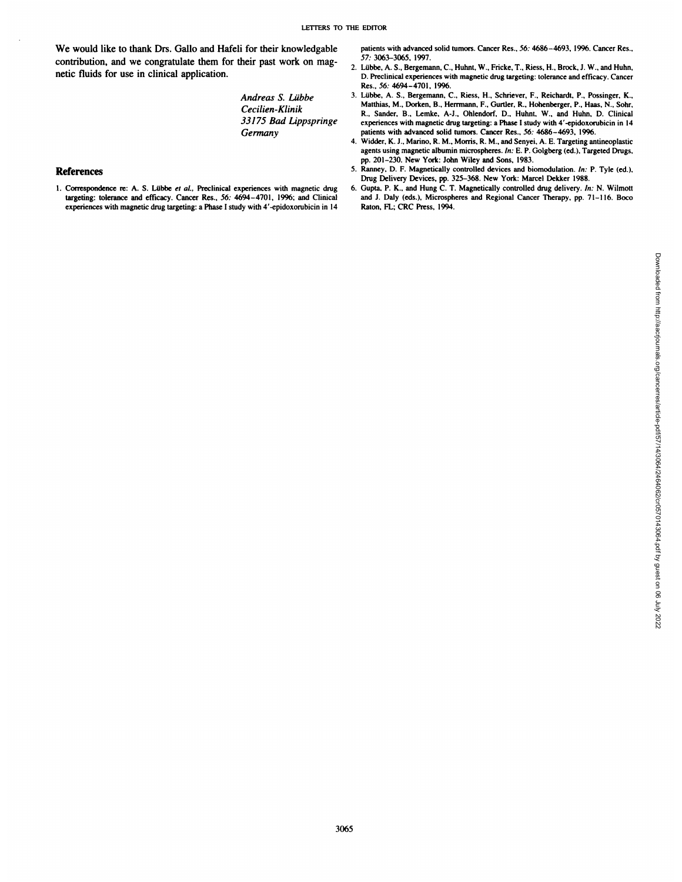We would like to thank Drs. Gallo and Hafeli for their knowledgable contribution, and we congratulate them for their past work on magnetic fluids for use in clinical application.

*Andreas S. Lübbe*
*Cecilien-Klinik*
*33175 Bad Lippspringe*
*Germany*

## References

1. Correspondence re: A. S. Lübbe *et al.*, Preclinical experiences with magnetic drug targeting: tolerance and efficacy. Cancer Res., *56:* 4694–4701, 1996; and Clinical experiences with magnetic drug targeting: a Phase I study with 4′-epidoxorubicin in 14 patients with advanced solid tumors. Cancer Res., *56:* 4686–4693, 1996. Cancer Res., *57:* 3063–3065, 1997.
2. Lübbe, A. S., Bergemann, C., Huhnt, W., Fricke, T., Riess, H., Brock, J. W., and Huhn, D. Preclinical experiences with magnetic drug targeting: tolerance and efficacy. Cancer Res., *56:* 4694–4701, 1996.
3. Lübbe, A. S., Bergemann, C., Riess, H., Schriever, F., Reichardt, P., Possinger, K., Matthias, M., Dorken, B., Herrmann, F., Gurtler, R., Hohenberger, P., Haas, N., Sohr, R., Sander, B., Lemke, A-J., Ohlendorf, D., Huhnt, W., and Huhn, D. Clinical experiences with magnetic drug targeting: a Phase I study with 4′-epidoxorubicin in 14 patients with advanced solid tumors. Cancer Res., *56:* 4686–4693, 1996.
4. Widder, K. J., Marino, R. M., Morris, R. M., and Senyei, A. E. Targeting antineoplastic agents using magnetic albumin microspheres. *In:* E. P. Golgberg (ed.), Targeted Drugs, pp. 201–230. New York: John Wiley and Sons, 1983.
5. Ranney, D. F. Magnetically controlled devices and biomodulation. *In:* P. Tyle (ed.), Drug Delivery Devices, pp. 325–368. New York: Marcel Dekker 1988.
6. Gupta, P. K., and Hung C. T. Magnetically controlled drug delivery. *In:* N. Wilmott and J. Daly (eds.), Microspheres and Regional Cancer Therapy, pp. 71–116. Boco Raton, FL; CRC Press, 1994.